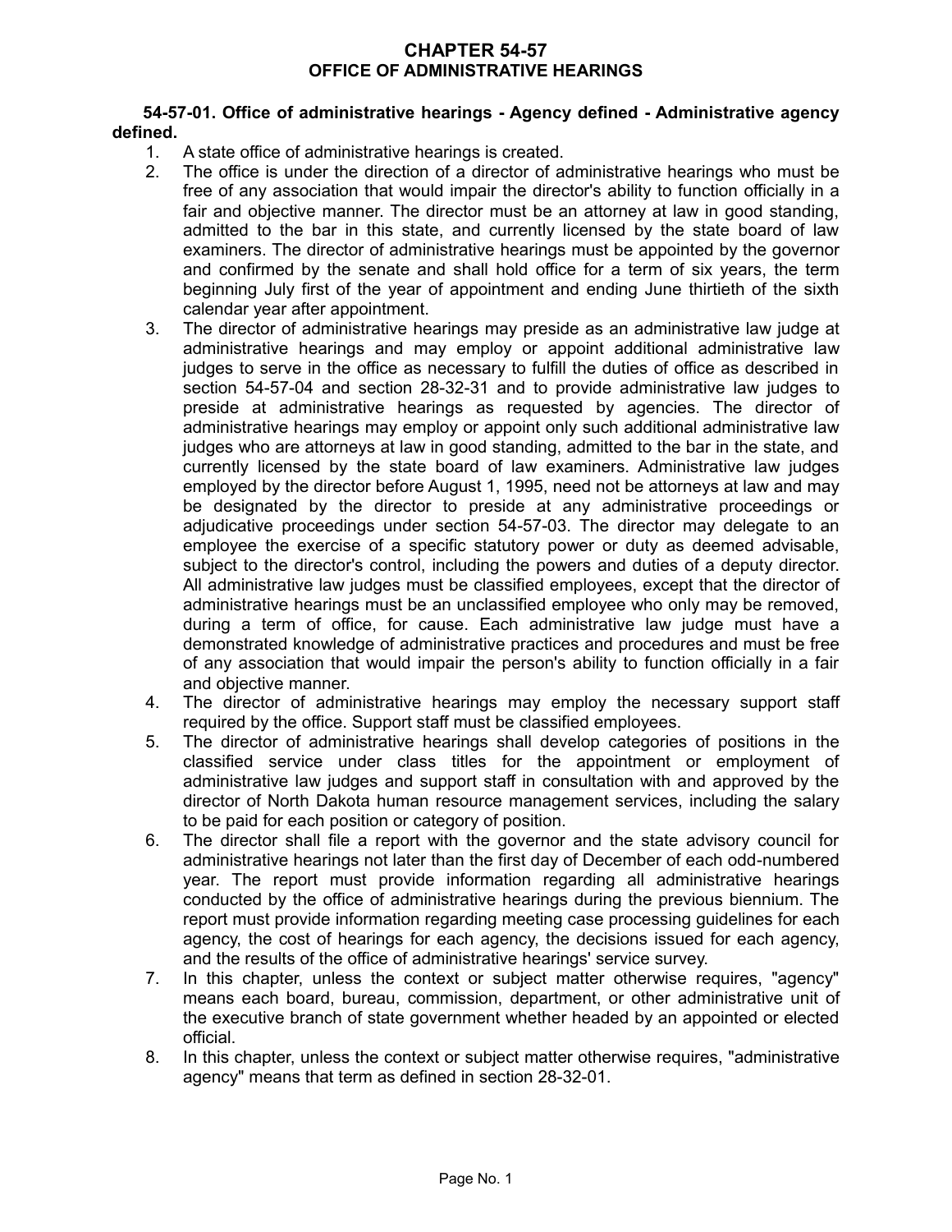# CHAPTER 54-57
## OFFICE OF ADMINISTRATIVE HEARINGS

**54-57-01. Office of administrative hearings - Agency defined - Administrative agency defined.**

1. A state office of administrative hearings is created.
2. The office is under the direction of a director of administrative hearings who must be free of any association that would impair the director's ability to function officially in a fair and objective manner. The director must be an attorney at law in good standing, admitted to the bar in this state, and currently licensed by the state board of law examiners. The director of administrative hearings must be appointed by the governor and confirmed by the senate and shall hold office for a term of six years, the term beginning July first of the year of appointment and ending June thirtieth of the sixth calendar year after appointment.
3. The director of administrative hearings may preside as an administrative law judge at administrative hearings and may employ or appoint additional administrative law judges to serve in the office as necessary to fulfill the duties of office as described in section 54-57-04 and section 28-32-31 and to provide administrative law judges to preside at administrative hearings as requested by agencies. The director of administrative hearings may employ or appoint only such additional administrative law judges who are attorneys at law in good standing, admitted to the bar in the state, and currently licensed by the state board of law examiners. Administrative law judges employed by the director before August 1, 1995, need not be attorneys at law and may be designated by the director to preside at any administrative proceedings or adjudicative proceedings under section 54-57-03. The director may delegate to an employee the exercise of a specific statutory power or duty as deemed advisable, subject to the director's control, including the powers and duties of a deputy director. All administrative law judges must be classified employees, except that the director of administrative hearings must be an unclassified employee who only may be removed, during a term of office, for cause. Each administrative law judge must have a demonstrated knowledge of administrative practices and procedures and must be free of any association that would impair the person's ability to function officially in a fair and objective manner.
4. The director of administrative hearings may employ the necessary support staff required by the office. Support staff must be classified employees.
5. The director of administrative hearings shall develop categories of positions in the classified service under class titles for the appointment or employment of administrative law judges and support staff in consultation with and approved by the director of North Dakota human resource management services, including the salary to be paid for each position or category of position.
6. The director shall file a report with the governor and the state advisory council for administrative hearings not later than the first day of December of each odd-numbered year. The report must provide information regarding all administrative hearings conducted by the office of administrative hearings during the previous biennium. The report must provide information regarding meeting case processing guidelines for each agency, the cost of hearings for each agency, the decisions issued for each agency, and the results of the office of administrative hearings' service survey.
7. In this chapter, unless the context or subject matter otherwise requires, "agency" means each board, bureau, commission, department, or other administrative unit of the executive branch of state government whether headed by an appointed or elected official.
8. In this chapter, unless the context or subject matter otherwise requires, "administrative agency" means that term as defined in section 28-32-01.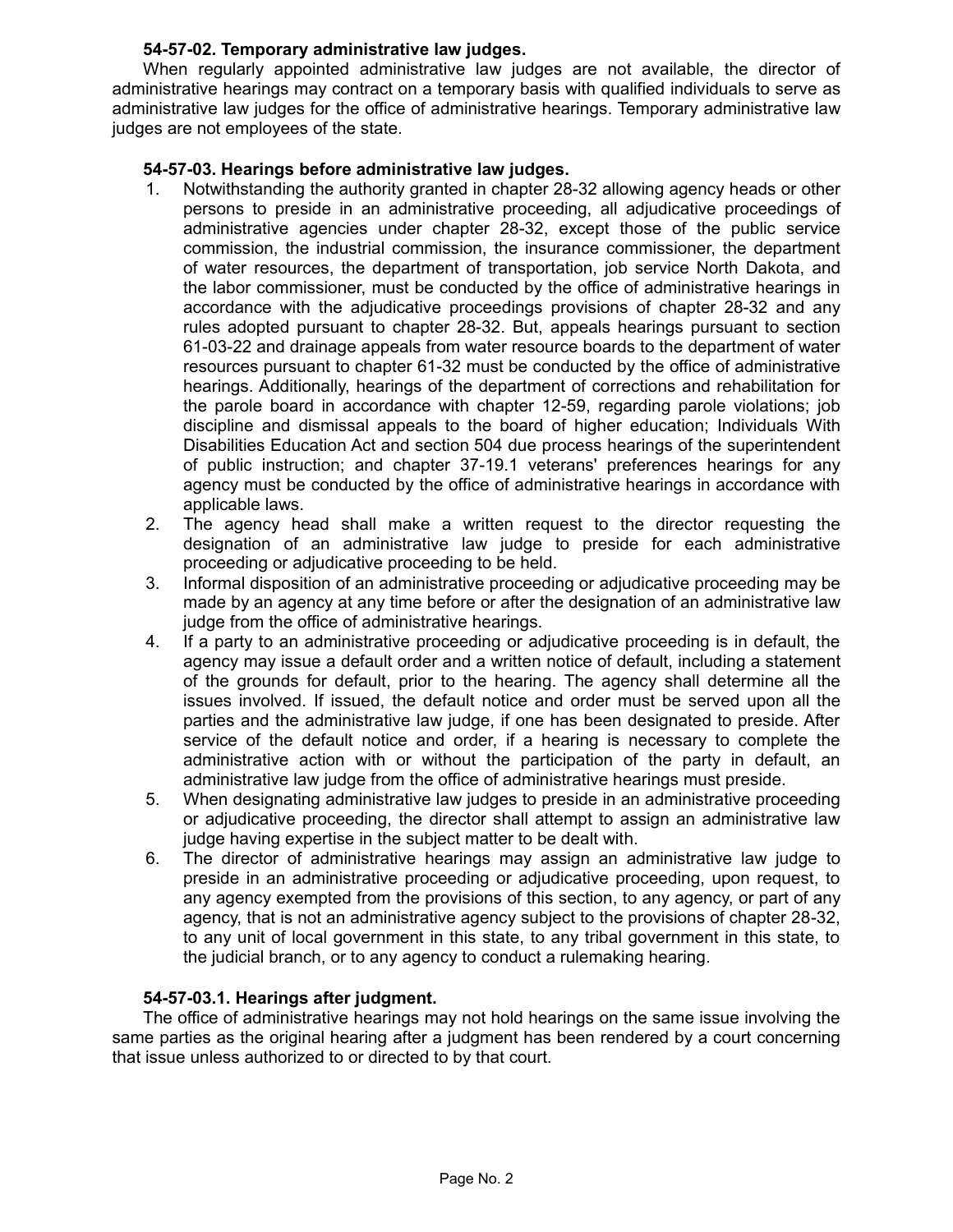**54-57-02. Temporary administrative law judges.**

When regularly appointed administrative law judges are not available, the director of administrative hearings may contract on a temporary basis with qualified individuals to serve as administrative law judges for the office of administrative hearings. Temporary administrative law judges are not employees of the state.

**54-57-03. Hearings before administrative law judges.**

1. Notwithstanding the authority granted in chapter 28-32 allowing agency heads or other persons to preside in an administrative proceeding, all adjudicative proceedings of administrative agencies under chapter 28-32, except those of the public service commission, the industrial commission, the insurance commissioner, the department of water resources, the department of transportation, job service North Dakota, and the labor commissioner, must be conducted by the office of administrative hearings in accordance with the adjudicative proceedings provisions of chapter 28-32 and any rules adopted pursuant to chapter 28-32. But, appeals hearings pursuant to section 61-03-22 and drainage appeals from water resource boards to the department of water resources pursuant to chapter 61-32 must be conducted by the office of administrative hearings. Additionally, hearings of the department of corrections and rehabilitation for the parole board in accordance with chapter 12-59, regarding parole violations; job discipline and dismissal appeals to the board of higher education; Individuals With Disabilities Education Act and section 504 due process hearings of the superintendent of public instruction; and chapter 37-19.1 veterans' preferences hearings for any agency must be conducted by the office of administrative hearings in accordance with applicable laws.
2. The agency head shall make a written request to the director requesting the designation of an administrative law judge to preside for each administrative proceeding or adjudicative proceeding to be held.
3. Informal disposition of an administrative proceeding or adjudicative proceeding may be made by an agency at any time before or after the designation of an administrative law judge from the office of administrative hearings.
4. If a party to an administrative proceeding or adjudicative proceeding is in default, the agency may issue a default order and a written notice of default, including a statement of the grounds for default, prior to the hearing. The agency shall determine all the issues involved. If issued, the default notice and order must be served upon all the parties and the administrative law judge, if one has been designated to preside. After service of the default notice and order, if a hearing is necessary to complete the administrative action with or without the participation of the party in default, an administrative law judge from the office of administrative hearings must preside.
5. When designating administrative law judges to preside in an administrative proceeding or adjudicative proceeding, the director shall attempt to assign an administrative law judge having expertise in the subject matter to be dealt with.
6. The director of administrative hearings may assign an administrative law judge to preside in an administrative proceeding or adjudicative proceeding, upon request, to any agency exempted from the provisions of this section, to any agency, or part of any agency, that is not an administrative agency subject to the provisions of chapter 28-32, to any unit of local government in this state, to any tribal government in this state, to the judicial branch, or to any agency to conduct a rulemaking hearing.

**54-57-03.1. Hearings after judgment.**

The office of administrative hearings may not hold hearings on the same issue involving the same parties as the original hearing after a judgment has been rendered by a court concerning that issue unless authorized to or directed to by that court.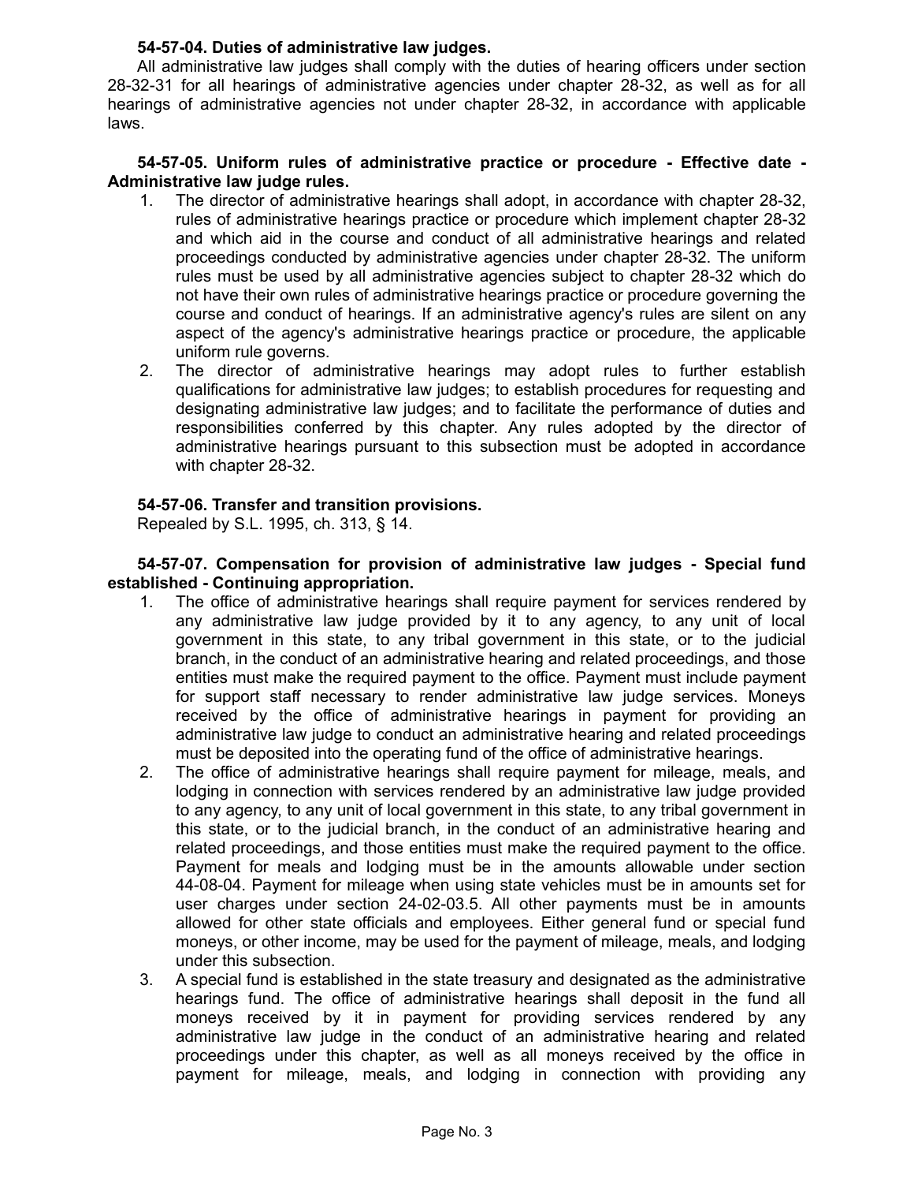**54-57-04. Duties of administrative law judges.**

All administrative law judges shall comply with the duties of hearing officers under section 28-32-31 for all hearings of administrative agencies under chapter 28-32, as well as for all hearings of administrative agencies not under chapter 28-32, in accordance with applicable laws.

**54-57-05. Uniform rules of administrative practice or procedure - Effective date - Administrative law judge rules.**

1. The director of administrative hearings shall adopt, in accordance with chapter 28-32, rules of administrative hearings practice or procedure which implement chapter 28-32 and which aid in the course and conduct of all administrative hearings and related proceedings conducted by administrative agencies under chapter 28-32. The uniform rules must be used by all administrative agencies subject to chapter 28-32 which do not have their own rules of administrative hearings practice or procedure governing the course and conduct of hearings. If an administrative agency's rules are silent on any aspect of the agency's administrative hearings practice or procedure, the applicable uniform rule governs.
2. The director of administrative hearings may adopt rules to further establish qualifications for administrative law judges; to establish procedures for requesting and designating administrative law judges; and to facilitate the performance of duties and responsibilities conferred by this chapter. Any rules adopted by the director of administrative hearings pursuant to this subsection must be adopted in accordance with chapter 28-32.

**54-57-06. Transfer and transition provisions.**

Repealed by S.L. 1995, ch. 313, § 14.

**54-57-07. Compensation for provision of administrative law judges - Special fund established - Continuing appropriation.**

1. The office of administrative hearings shall require payment for services rendered by any administrative law judge provided by it to any agency, to any unit of local government in this state, to any tribal government in this state, or to the judicial branch, in the conduct of an administrative hearing and related proceedings, and those entities must make the required payment to the office. Payment must include payment for support staff necessary to render administrative law judge services. Moneys received by the office of administrative hearings in payment for providing an administrative law judge to conduct an administrative hearing and related proceedings must be deposited into the operating fund of the office of administrative hearings.
2. The office of administrative hearings shall require payment for mileage, meals, and lodging in connection with services rendered by an administrative law judge provided to any agency, to any unit of local government in this state, to any tribal government in this state, or to the judicial branch, in the conduct of an administrative hearing and related proceedings, and those entities must make the required payment to the office. Payment for meals and lodging must be in the amounts allowable under section 44-08-04. Payment for mileage when using state vehicles must be in amounts set for user charges under section 24-02-03.5. All other payments must be in amounts allowed for other state officials and employees. Either general fund or special fund moneys, or other income, may be used for the payment of mileage, meals, and lodging under this subsection.
3. A special fund is established in the state treasury and designated as the administrative hearings fund. The office of administrative hearings shall deposit in the fund all moneys received by it in payment for providing services rendered by any administrative law judge in the conduct of an administrative hearing and related proceedings under this chapter, as well as all moneys received by the office in payment for mileage, meals, and lodging in connection with providing any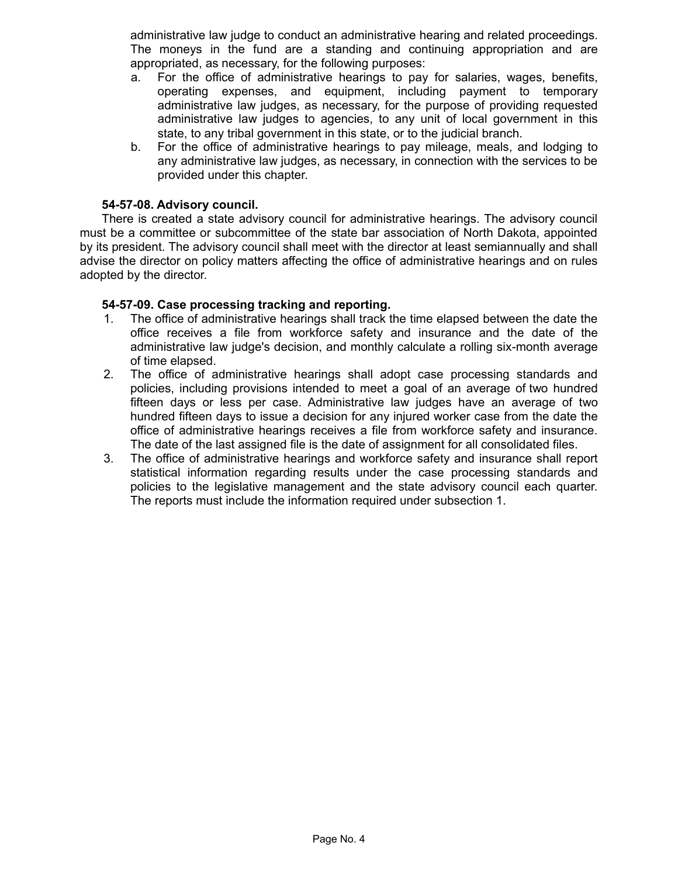administrative law judge to conduct an administrative hearing and related proceedings. The moneys in the fund are a standing and continuing appropriation and are appropriated, as necessary, for the following purposes:

a. For the office of administrative hearings to pay for salaries, wages, benefits, operating expenses, and equipment, including payment to temporary administrative law judges, as necessary, for the purpose of providing requested administrative law judges to agencies, to any unit of local government in this state, to any tribal government in this state, or to the judicial branch.
b. For the office of administrative hearings to pay mileage, meals, and lodging to any administrative law judges, as necessary, in connection with the services to be provided under this chapter.

**54-57-08. Advisory council.**

There is created a state advisory council for administrative hearings. The advisory council must be a committee or subcommittee of the state bar association of North Dakota, appointed by its president. The advisory council shall meet with the director at least semiannually and shall advise the director on policy matters affecting the office of administrative hearings and on rules adopted by the director.

**54-57-09. Case processing tracking and reporting.**

1. The office of administrative hearings shall track the time elapsed between the date the office receives a file from workforce safety and insurance and the date of the administrative law judge's decision, and monthly calculate a rolling six-month average of time elapsed.
2. The office of administrative hearings shall adopt case processing standards and policies, including provisions intended to meet a goal of an average of two hundred fifteen days or less per case. Administrative law judges have an average of two hundred fifteen days to issue a decision for any injured worker case from the date the office of administrative hearings receives a file from workforce safety and insurance. The date of the last assigned file is the date of assignment for all consolidated files.
3. The office of administrative hearings and workforce safety and insurance shall report statistical information regarding results under the case processing standards and policies to the legislative management and the state advisory council each quarter. The reports must include the information required under subsection 1.